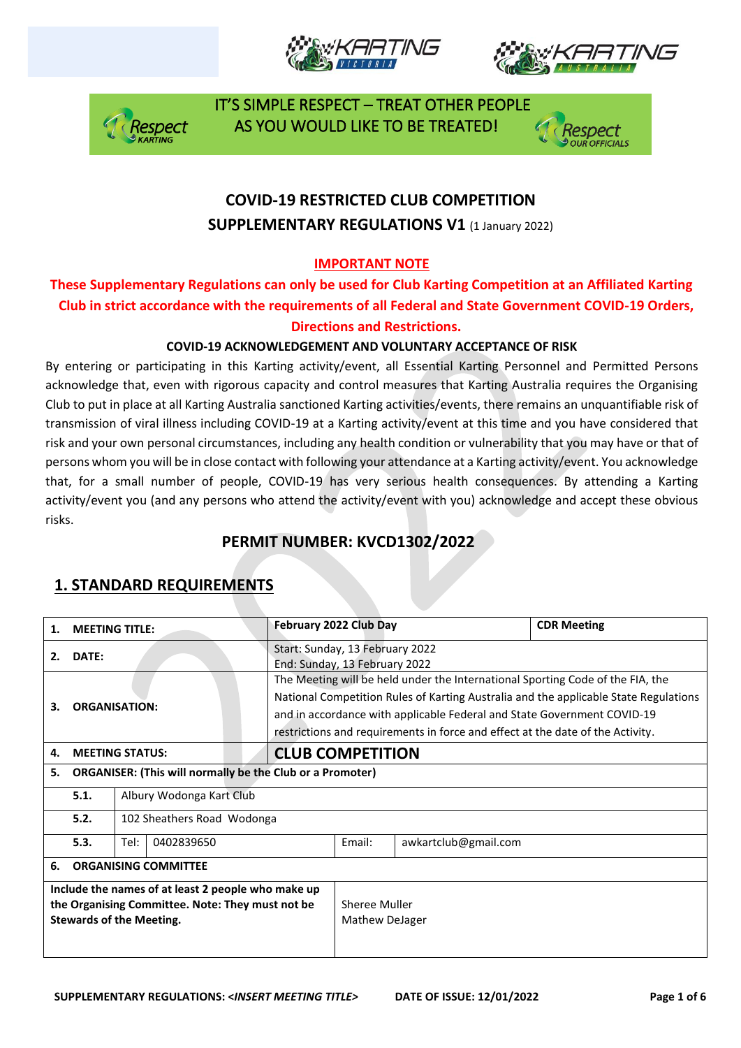IT'S SIMPLE RESPECT – TREAT OTHER PEOPLE AS YOU WOULD LIKE TO BE TREATED!

# COVID-19 RESTRICTED CLUB COMPETITION
## SUPPLEMENTARY REGULATIONS V1 (1 January 2022)

**IMPORTANT NOTE**

**These Supplementary Regulations can only be used for Club Karting Competition at an Affiliated Karting Club in strict accordance with the requirements of all Federal and State Government COVID-19 Orders, Directions and Restrictions.**

**COVID-19 ACKNOWLEDGEMENT AND VOLUNTARY ACCEPTANCE OF RISK**

By entering or participating in this Karting activity/event, all Essential Karting Personnel and Permitted Persons acknowledge that, even with rigorous capacity and control measures that Karting Australia requires the Organising Club to put in place at all Karting Australia sanctioned Karting activities/events, there remains an unquantifiable risk of transmission of viral illness including COVID-19 at a Karting activity/event at this time and you have considered that risk and your own personal circumstances, including any health condition or vulnerability that you may have or that of persons whom you will be in close contact with following your attendance at a Karting activity/event. You acknowledge that, for a small number of people, COVID-19 has very serious health consequences. By attending a Karting activity/event you (and any persons who attend the activity/event with you) acknowledge and accept these obvious risks.

## PERMIT NUMBER: KVCD1302/2022

## 1. STANDARD REQUIREMENTS

| | | | | | |
|---|---|---|---|---|---|
| **1.** | **MEETING TITLE:** | | **February 2022 Club Day** | | **CDR Meeting** |
| **2.** | **DATE:** | | Start: Sunday, 13 February 2022<br>End: Sunday, 13 February 2022 | | |
| **3.** | **ORGANISATION:** | | The Meeting will be held under the International Sporting Code of the FIA, the National Competition Rules of Karting Australia and the applicable State Regulations and in accordance with applicable Federal and State Government COVID-19 restrictions and requirements in force and effect at the date of the Activity. | | |
| **4.** | **MEETING STATUS:** | | **CLUB COMPETITION** | | |
| **5.** | **ORGANISER: (This will normally be the Club or a Promoter)** | | | | |
| | **5.1.** | Albury Wodonga Kart Club | | | |
| | **5.2.** | 102 Sheathers Road Wodonga | | | |
| | **5.3.** | Tel: 0402839650 | Email: | awkartclub@gmail.com | |
| **6.** | **ORGANISING COMMITTEE** | | | | |
| **Include the names of at least 2 people who make up the Organising Committee. Note: They must not be Stewards of the Meeting.** | | | Sheree Muller<br>Mathew DeJager | | |

SUPPLEMENTARY REGULATIONS: <*INSERT MEETING TITLE*> DATE OF ISSUE: 12/01/2022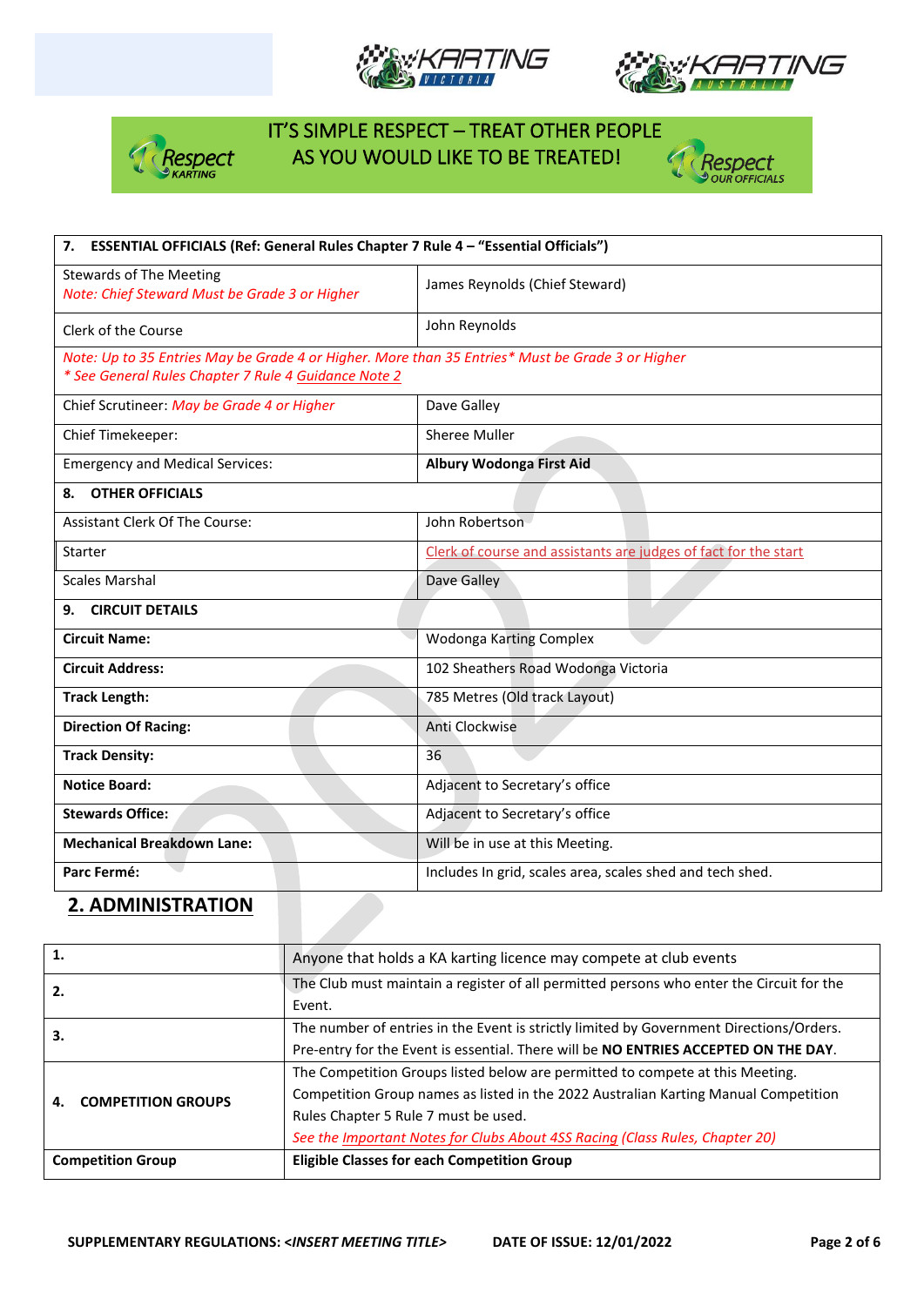IT'S SIMPLE RESPECT – TREAT OTHER PEOPLE AS YOU WOULD LIKE TO BE TREATED!

| **7. ESSENTIAL OFFICIALS (Ref: General Rules Chapter 7 Rule 4 – "Essential Officials")** | |
|---|---|
| Stewards of The Meeting<br>*Note: Chief Steward Must be Grade 3 or Higher* | James Reynolds (Chief Steward) |
| Clerk of the Course | John Reynolds |
| *Note: Up to 35 Entries May be Grade 4 or Higher. More than 35 Entries* Must be Grade 3 or Higher*<br>** See General Rules Chapter 7 Rule 4 Guidance Note 2* | |
| Chief Scrutineer: *May be Grade 4 or Higher* | Dave Galley |
| Chief Timekeeper: | Sheree Muller |
| Emergency and Medical Services: | **Albury Wodonga First Aid** |
| **8. OTHER OFFICIALS** | |
| Assistant Clerk Of The Course: | John Robertson |
| Starter | Clerk of course and assistants are judges of fact for the start |
| Scales Marshal | Dave Galley |
| **9. CIRCUIT DETAILS** | |
| **Circuit Name:** | Wodonga Karting Complex |
| **Circuit Address:** | 102 Sheathers Road Wodonga Victoria |
| **Track Length:** | 785 Metres (Old track Layout) |
| **Direction Of Racing:** | Anti Clockwise |
| **Track Density:** | 36 |
| **Notice Board:** | Adjacent to Secretary's office |
| **Stewards Office:** | Adjacent to Secretary's office |
| **Mechanical Breakdown Lane:** | Will be in use at this Meeting. |
| **Parc Fermé:** | Includes In grid, scales area, scales shed and tech shed. |

## 2. ADMINISTRATION

| **1.** | Anyone that holds a KA karting licence may compete at club events |
|---|---|
| **2.** | The Club must maintain a register of all permitted persons who enter the Circuit for the Event. |
| **3.** | The number of entries in the Event is strictly limited by Government Directions/Orders. Pre-entry for the Event is essential. There will be **NO ENTRIES ACCEPTED ON THE DAY**. |
| **4. COMPETITION GROUPS** | The Competition Groups listed below are permitted to compete at this Meeting. Competition Group names as listed in the 2022 Australian Karting Manual Competition Rules Chapter 5 Rule 7 must be used.<br>*See the Important Notes for Clubs About 4SS Racing (Class Rules, Chapter 20)* |
| **Competition Group** | **Eligible Classes for each Competition Group** |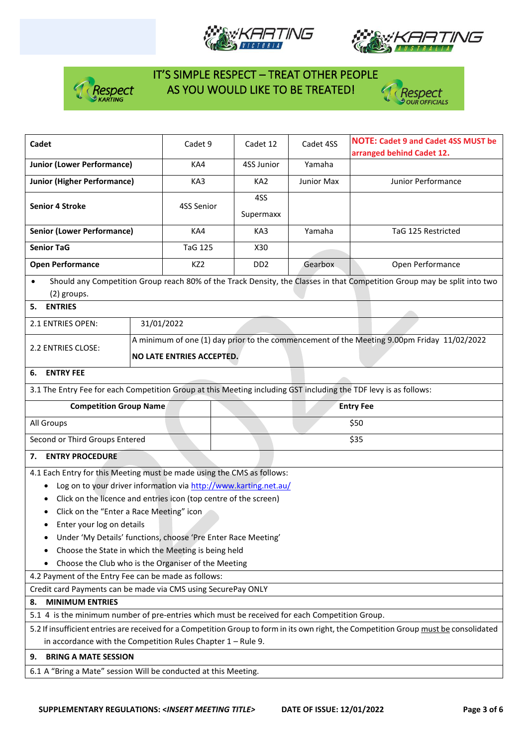IT'S SIMPLE RESPECT – TREAT OTHER PEOPLE AS YOU WOULD LIKE TO BE TREATED!

| Cadet | Cadet 9 | Cadet 12 | Cadet 4SS | NOTE: Cadet 9 and Cadet 4SS MUST be arranged behind Cadet 12. |
|---|---|---|---|---|
| **Junior (Lower Performance)** | KA4 | 4SS Junior | Yamaha | |
| **Junior (Higher Performance)** | KA3 | KA2 | Junior Max | Junior Performance |
| **Senior 4 Stroke** | 4SS Senior | 4SS Supermaxx | | |
| **Senior (Lower Performance)** | KA4 | KA3 | Yamaha | TaG 125 Restricted |
| **Senior TaG** | TaG 125 | X30 | | |
| **Open Performance** | KZ2 | DD2 | Gearbox | Open Performance |

- Should any Competition Group reach 80% of the Track Density, the Classes in that Competition Group may be split into two (2) groups.

## 5. ENTRIES

| | |
|---|---|
| 2.1 ENTRIES OPEN: | 31/01/2022 |
| 2.2 ENTRIES CLOSE: | A minimum of one (1) day prior to the commencement of the Meeting 9.00pm Friday 11/02/2022<br>**NO LATE ENTRIES ACCEPTED.** |

## 6. ENTRY FEE

3.1 The Entry Fee for each Competition Group at this Meeting including GST including the TDF levy is as follows:

| Competition Group Name | Entry Fee |
|---|---|
| All Groups | $50 |
| Second or Third Groups Entered | $35 |

## 7. ENTRY PROCEDURE

4.1 Each Entry for this Meeting must be made using the CMS as follows:

- Log on to your driver information via http://www.karting.net.au/
- Click on the licence and entries icon (top centre of the screen)
- Click on the "Enter a Race Meeting" icon
- Enter your log on details
- Under 'My Details' functions, choose 'Pre Enter Race Meeting'
- Choose the State in which the Meeting is being held
- Choose the Club who is the Organiser of the Meeting

4.2 Payment of the Entry Fee can be made as follows:

Credit card Payments can be made via CMS using SecurePay ONLY

## 8. MINIMUM ENTRIES

5.1 4 is the minimum number of pre-entries which must be received for each Competition Group.

5.2 If insufficient entries are received for a Competition Group to form in its own right, the Competition Group must be consolidated in accordance with the Competition Rules Chapter 1 – Rule 9.

## 9. BRING A MATE SESSION

6.1 A "Bring a Mate" session Will be conducted at this Meeting.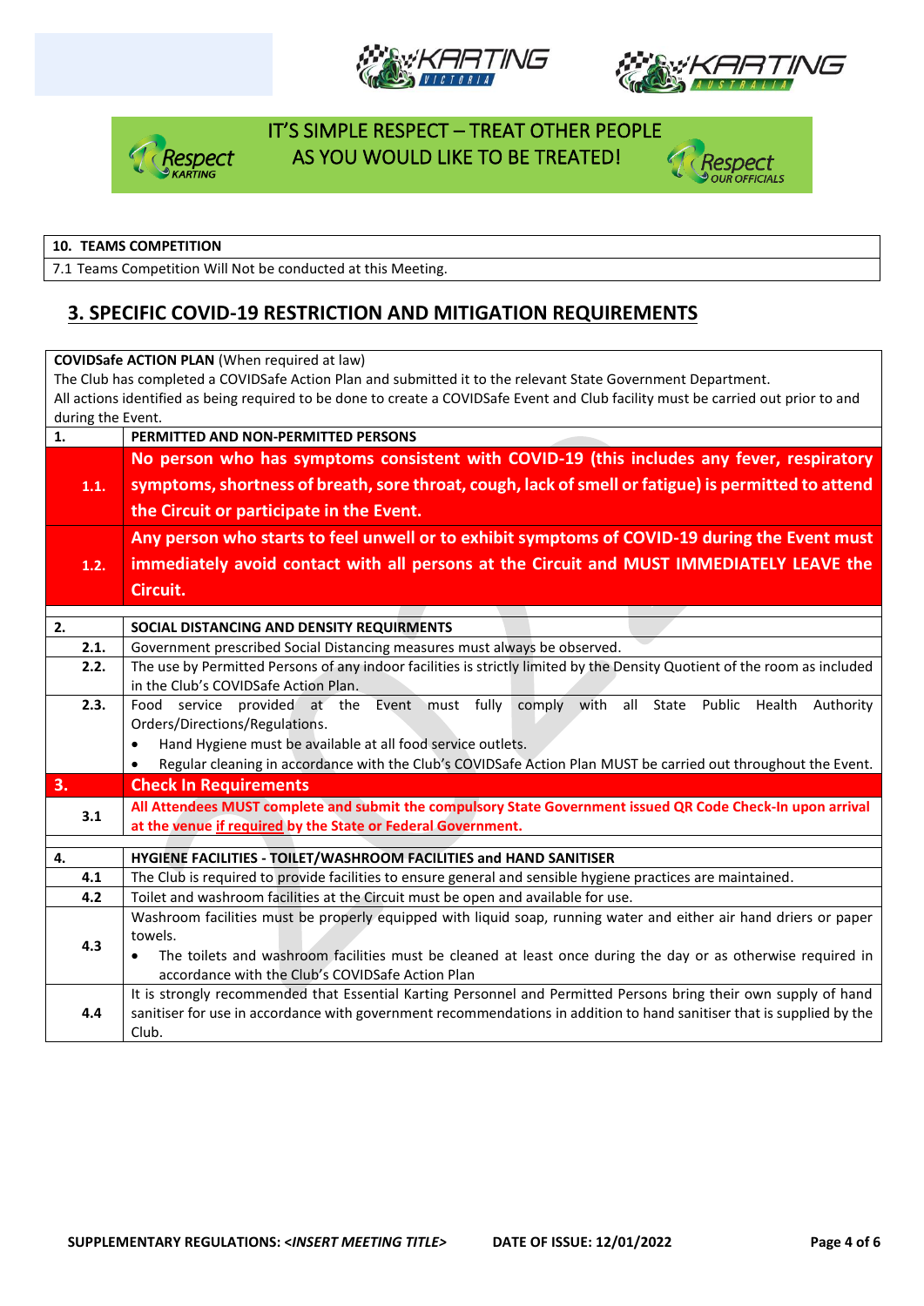IT'S SIMPLE RESPECT – TREAT OTHER PEOPLE AS YOU WOULD LIKE TO BE TREATED!

| 10. TEAMS COMPETITION |
|---|
| 7.1 Teams Competition Will Not be conducted at this Meeting. |

## 3. SPECIFIC COVID-19 RESTRICTION AND MITIGATION REQUIREMENTS

**COVIDSafe ACTION PLAN** (When required at law)
The Club has completed a COVIDSafe Action Plan and submitted it to the relevant State Government Department.
All actions identified as being required to be done to create a COVIDSafe Event and Club facility must be carried out prior to and during the Event.

| | |
|---|---|
| **1.** | **PERMITTED AND NON-PERMITTED PERSONS** |
| **1.1.** | **No person who has symptoms consistent with COVID-19 (this includes any fever, respiratory symptoms, shortness of breath, sore throat, cough, lack of smell or fatigue) is permitted to attend the Circuit or participate in the Event.** |
| **1.2.** | **Any person who starts to feel unwell or to exhibit symptoms of COVID-19 during the Event must immediately avoid contact with all persons at the Circuit and MUST IMMEDIATELY LEAVE the Circuit.** |
| **2.** | **SOCIAL DISTANCING AND DENSITY REQUIRMENTS** |
| **2.1.** | Government prescribed Social Distancing measures must always be observed. |
| **2.2.** | The use by Permitted Persons of any indoor facilities is strictly limited by the Density Quotient of the room as included in the Club's COVIDSafe Action Plan. |
| **2.3.** | Food service provided at the Event must fully comply with all State Public Health Authority Orders/Directions/Regulations.<br>• Hand Hygiene must be available at all food service outlets.<br>• Regular cleaning in accordance with the Club's COVIDSafe Action Plan MUST be carried out throughout the Event. |
| **3.** | **Check In Requirements** |
| **3.1** | **All Attendees MUST complete and submit the compulsory State Government issued QR Code Check-In upon arrival at the venue <u>if required</u> by the State or Federal Government.** |
| **4.** | **HYGIENE FACILITIES - TOILET/WASHROOM FACILITIES and HAND SANITISER** |
| **4.1** | The Club is required to provide facilities to ensure general and sensible hygiene practices are maintained. |
| **4.2** | Toilet and washroom facilities at the Circuit must be open and available for use. |
| **4.3** | Washroom facilities must be properly equipped with liquid soap, running water and either air hand driers or paper towels.<br>• The toilets and washroom facilities must be cleaned at least once during the day or as otherwise required in accordance with the Club's COVIDSafe Action Plan |
| **4.4** | It is strongly recommended that Essential Karting Personnel and Permitted Persons bring their own supply of hand sanitiser for use in accordance with government recommendations in addition to hand sanitiser that is supplied by the Club. |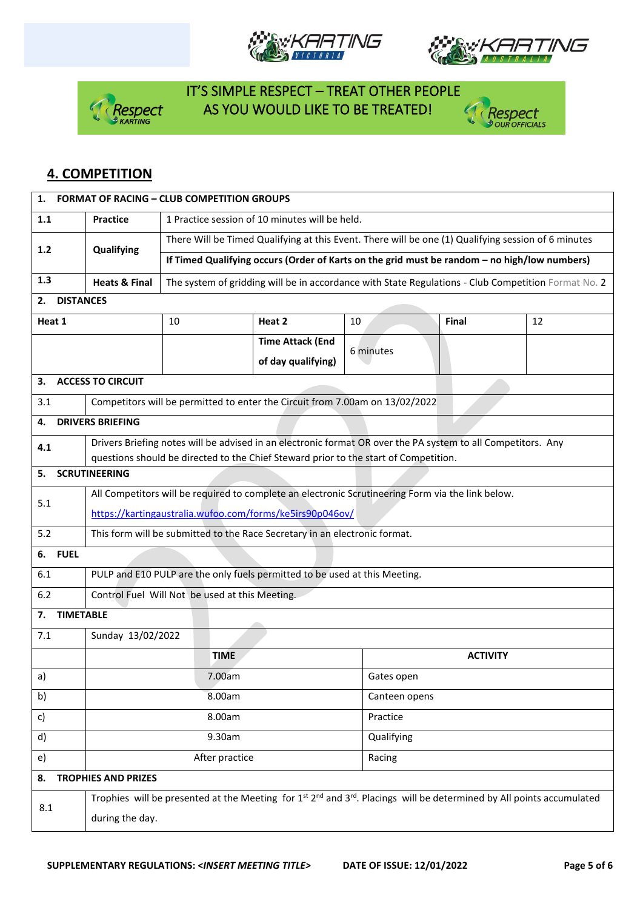IT'S SIMPLE RESPECT – TREAT OTHER PEOPLE AS YOU WOULD LIKE TO BE TREATED!

## 4. COMPETITION

| | | | | | |
|---|---|---|---|---|---|
| **1. FORMAT OF RACING – CLUB COMPETITION GROUPS** | | | | | |
| 1.1 | **Practice** | 1 Practice session of 10 minutes will be held. | | | |
| 1.2 | **Qualifying** | There Will be Timed Qualifying at this Event. There will be one (1) Qualifying session of 6 minutes | | | |
| | | **If Timed Qualifying occurs (Order of Karts on the grid must be random – no high/low numbers)** | | | |
| 1.3 | **Heats & Final** | The system of gridding will be in accordance with State Regulations - Club Competition Format No. 2 | | | |
| **2. DISTANCES** | | | | | |
| **Heat 1** | 10 | **Heat 2** | 10 | **Final** | 12 |
| | | **Time Attack (End of day qualifying)** | 6 minutes | | |
| **3. ACCESS TO CIRCUIT** | | | | | |
| 3.1 | Competitors will be permitted to enter the Circuit from 7.00am on 13/02/2022 | | | | |
| **4. DRIVERS BRIEFING** | | | | | |
| 4.1 | Drivers Briefing notes will be advised in an electronic format OR over the PA system to all Competitors. Any questions should be directed to the Chief Steward prior to the start of Competition. | | | | |
| **5. SCRUTINEERING** | | | | | |
| 5.1 | All Competitors will be required to complete an electronic Scrutineering Form via the link below. https://kartingaustralia.wufoo.com/forms/ke5irs90p046ov/ | | | | |
| 5.2 | This form will be submitted to the Race Secretary in an electronic format. | | | | |
| **6. FUEL** | | | | | |
| 6.1 | PULP and E10 PULP are the only fuels permitted to be used at this Meeting. | | | | |
| 6.2 | Control Fuel Will Not be used at this Meeting. | | | | |

| | | |
|---|---|---|
| **7. TIMETABLE** | | |
| 7.1 | Sunday 13/02/2022 | |
| | **TIME** | **ACTIVITY** |
| a) | 7.00am | Gates open |
| b) | 8.00am | Canteen opens |
| c) | 8.00am | Practice |
| d) | 9.30am | Qualifying |
| e) | After practice | Racing |
| **8. TROPHIES AND PRIZES** | | |
| 8.1 | Trophies will be presented at the Meeting for 1st 2nd and 3rd. Placings will be determined by All points accumulated during the day. | |

SUPPLEMENTARY REGULATIONS: *<INSERT MEETING TITLE>* DATE OF ISSUE: 12/01/2022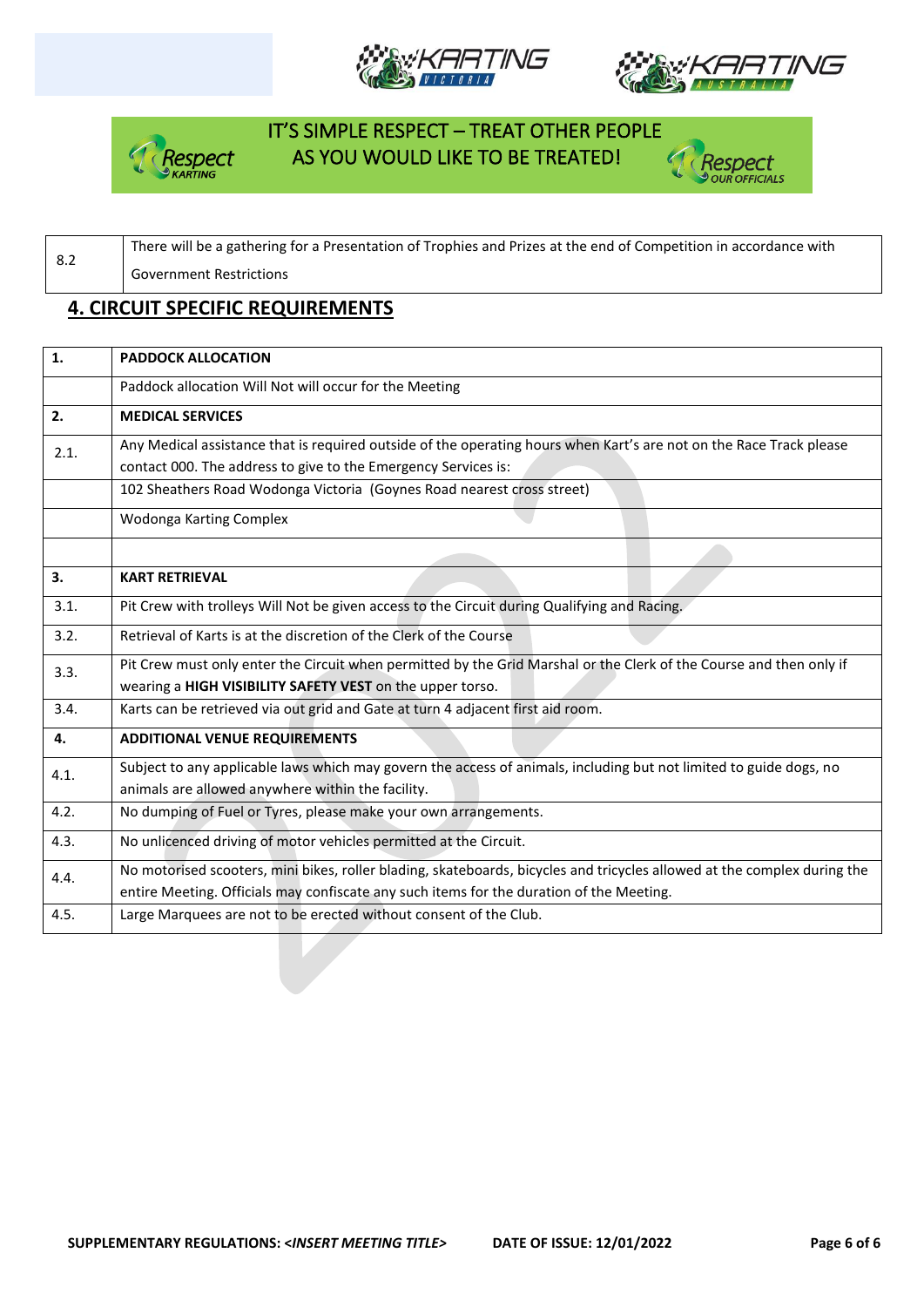IT'S SIMPLE RESPECT – TREAT OTHER PEOPLE AS YOU WOULD LIKE TO BE TREATED!

| | |
|---|---|
| 8.2 | There will be a gathering for a Presentation of Trophies and Prizes at the end of Competition in accordance with Government Restrictions |

## 4. CIRCUIT SPECIFIC REQUIREMENTS

| | |
|---|---|
| **1.** | **PADDOCK ALLOCATION** |
| | Paddock allocation Will Not will occur for the Meeting |
| **2.** | **MEDICAL SERVICES** |
| 2.1. | Any Medical assistance that is required outside of the operating hours when Kart's are not on the Race Track please contact 000. The address to give to the Emergency Services is: |
| | 102 Sheathers Road Wodonga Victoria (Goynes Road nearest cross street) |
| | Wodonga Karting Complex |
| | |
| **3.** | **KART RETRIEVAL** |
| 3.1. | Pit Crew with trolleys Will Not be given access to the Circuit during Qualifying and Racing. |
| 3.2. | Retrieval of Karts is at the discretion of the Clerk of the Course |
| 3.3. | Pit Crew must only enter the Circuit when permitted by the Grid Marshal or the Clerk of the Course and then only if wearing a **HIGH VISIBILITY SAFETY VEST** on the upper torso. |
| 3.4. | Karts can be retrieved via out grid and Gate at turn 4 adjacent first aid room. |
| **4.** | **ADDITIONAL VENUE REQUIREMENTS** |
| 4.1. | Subject to any applicable laws which may govern the access of animals, including but not limited to guide dogs, no animals are allowed anywhere within the facility. |
| 4.2. | No dumping of Fuel or Tyres, please make your own arrangements. |
| 4.3. | No unlicenced driving of motor vehicles permitted at the Circuit. |
| 4.4. | No motorised scooters, mini bikes, roller blading, skateboards, bicycles and tricycles allowed at the complex during the entire Meeting. Officials may confiscate any such items for the duration of the Meeting. |
| 4.5. | Large Marquees are not to be erected without consent of the Club. |